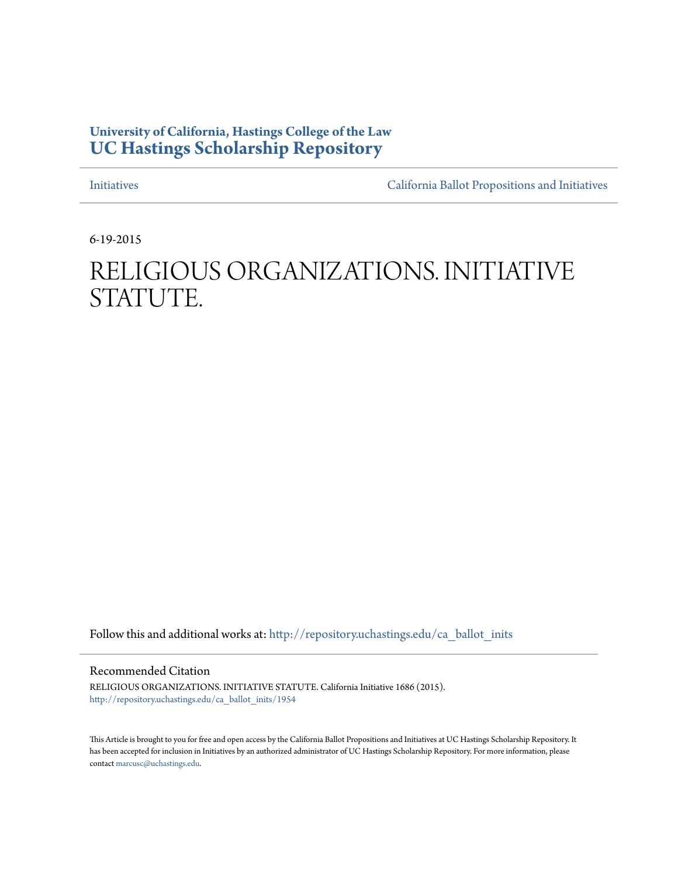**University of California, Hastings College of the Law**
**UC Hastings Scholarship Repository**

Initiatives | California Ballot Propositions and Initiatives

6-19-2015

# RELIGIOUS ORGANIZATIONS. INITIATIVE STATUTE.

Follow this and additional works at: http://repository.uchastings.edu/ca_ballot_inits

## Recommended Citation

RELIGIOUS ORGANIZATIONS. INITIATIVE STATUTE. California Initiative 1686 (2015).
http://repository.uchastings.edu/ca_ballot_inits/1954

This Article is brought to you for free and open access by the California Ballot Propositions and Initiatives at UC Hastings Scholarship Repository. It has been accepted for inclusion in Initiatives by an authorized administrator of UC Hastings Scholarship Repository. For more information, please contact marcusc@uchastings.edu.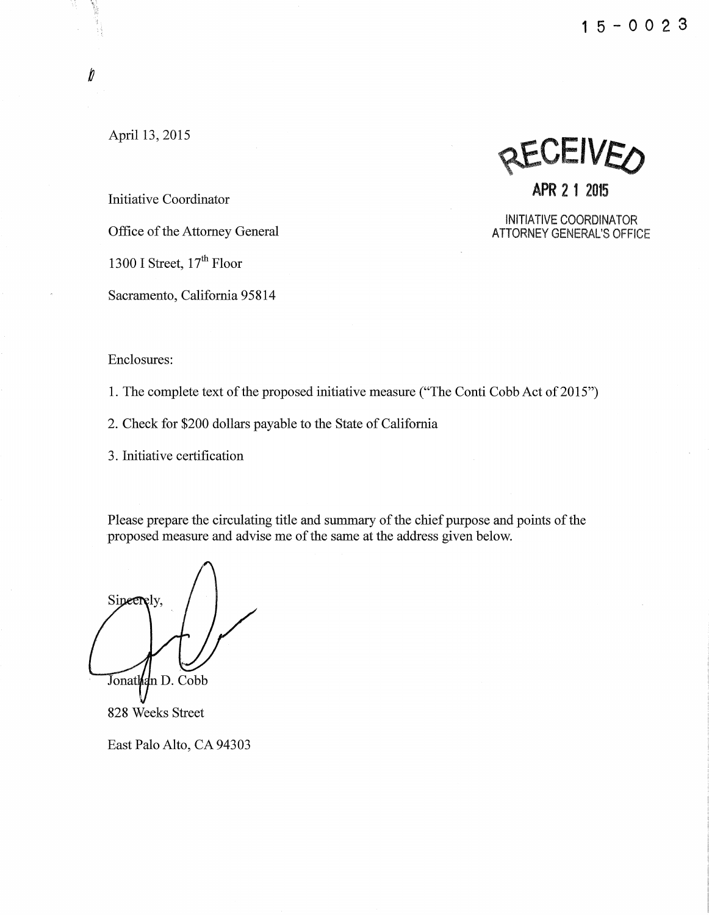15-0023

April 13, 2015

RECEIVED

APR 21 2015

INITIATIVE COORDINATOR
ATTORNEY GENERAL'S OFFICE

Initiative Coordinator

Office of the Attorney General

1300 I Street, 17th Floor

Sacramento, California 95814

Enclosures:

1. The complete text of the proposed initiative measure ("The Conti Cobb Act of 2015")
2. Check for $200 dollars payable to the State of California
3. Initiative certification

Please prepare the circulating title and summary of the chief purpose and points of the proposed measure and advise me of the same at the address given below.

Sincerely,

Jonathan D. Cobb

828 Weeks Street

East Palo Alto, CA 94303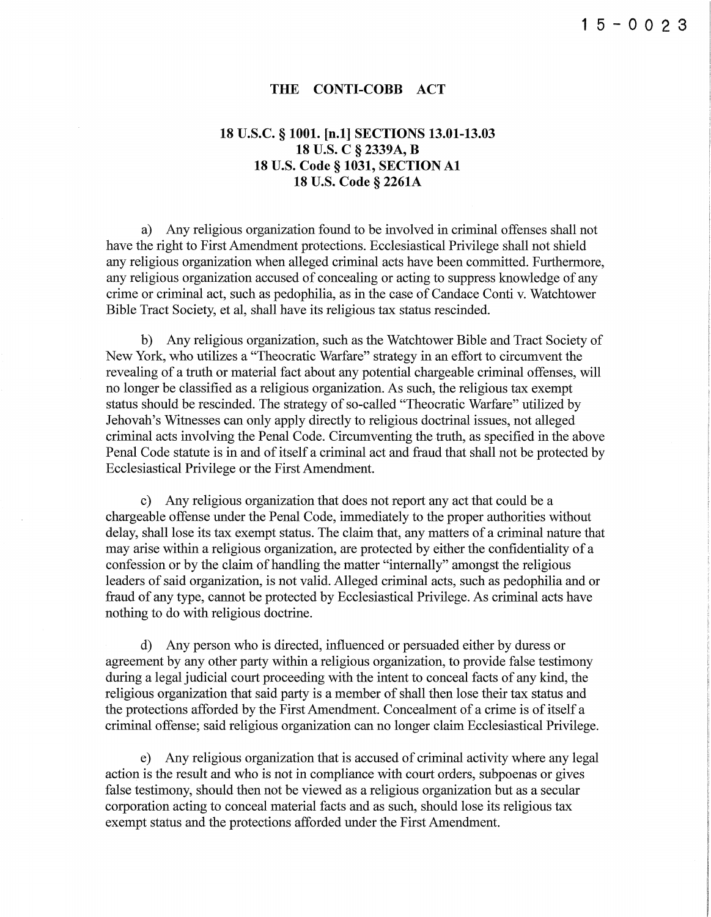15-0023

# THE CONTI-COBB ACT

**18 U.S.C. § 1001. [n.1] SECTIONS 13.01-13.03**
**18 U.S. C § 2339A, B**
**18 U.S. Code § 1031, SECTION A1**
**18 U.S. Code § 2261A**

a) Any religious organization found to be involved in criminal offenses shall not have the right to First Amendment protections. Ecclesiastical Privilege shall not shield any religious organization when alleged criminal acts have been committed. Furthermore, any religious organization accused of concealing or acting to suppress knowledge of any crime or criminal act, such as pedophilia, as in the case of Candace Conti v. Watchtower Bible Tract Society, et al, shall have its religious tax status rescinded.

b) Any religious organization, such as the Watchtower Bible and Tract Society of New York, who utilizes a "Theocratic Warfare" strategy in an effort to circumvent the revealing of a truth or material fact about any potential chargeable criminal offenses, will no longer be classified as a religious organization. As such, the religious tax exempt status should be rescinded. The strategy of so-called "Theocratic Warfare" utilized by Jehovah's Witnesses can only apply directly to religious doctrinal issues, not alleged criminal acts involving the Penal Code. Circumventing the truth, as specified in the above Penal Code statute is in and of itself a criminal act and fraud that shall not be protected by Ecclesiastical Privilege or the First Amendment.

c) Any religious organization that does not report any act that could be a chargeable offense under the Penal Code, immediately to the proper authorities without delay, shall lose its tax exempt status. The claim that, any matters of a criminal nature that may arise within a religious organization, are protected by either the confidentiality of a confession or by the claim of handling the matter "internally" amongst the religious leaders of said organization, is not valid. Alleged criminal acts, such as pedophilia and or fraud of any type, cannot be protected by Ecclesiastical Privilege. As criminal acts have nothing to do with religious doctrine.

d) Any person who is directed, influenced or persuaded either by duress or agreement by any other party within a religious organization, to provide false testimony during a legal judicial court proceeding with the intent to conceal facts of any kind, the religious organization that said party is a member of shall then lose their tax status and the protections afforded by the First Amendment. Concealment of a crime is of itself a criminal offense; said religious organization can no longer claim Ecclesiastical Privilege.

e) Any religious organization that is accused of criminal activity where any legal action is the result and who is not in compliance with court orders, subpoenas or gives false testimony, should then not be viewed as a religious organization but as a secular corporation acting to conceal material facts and as such, should lose its religious tax exempt status and the protections afforded under the First Amendment.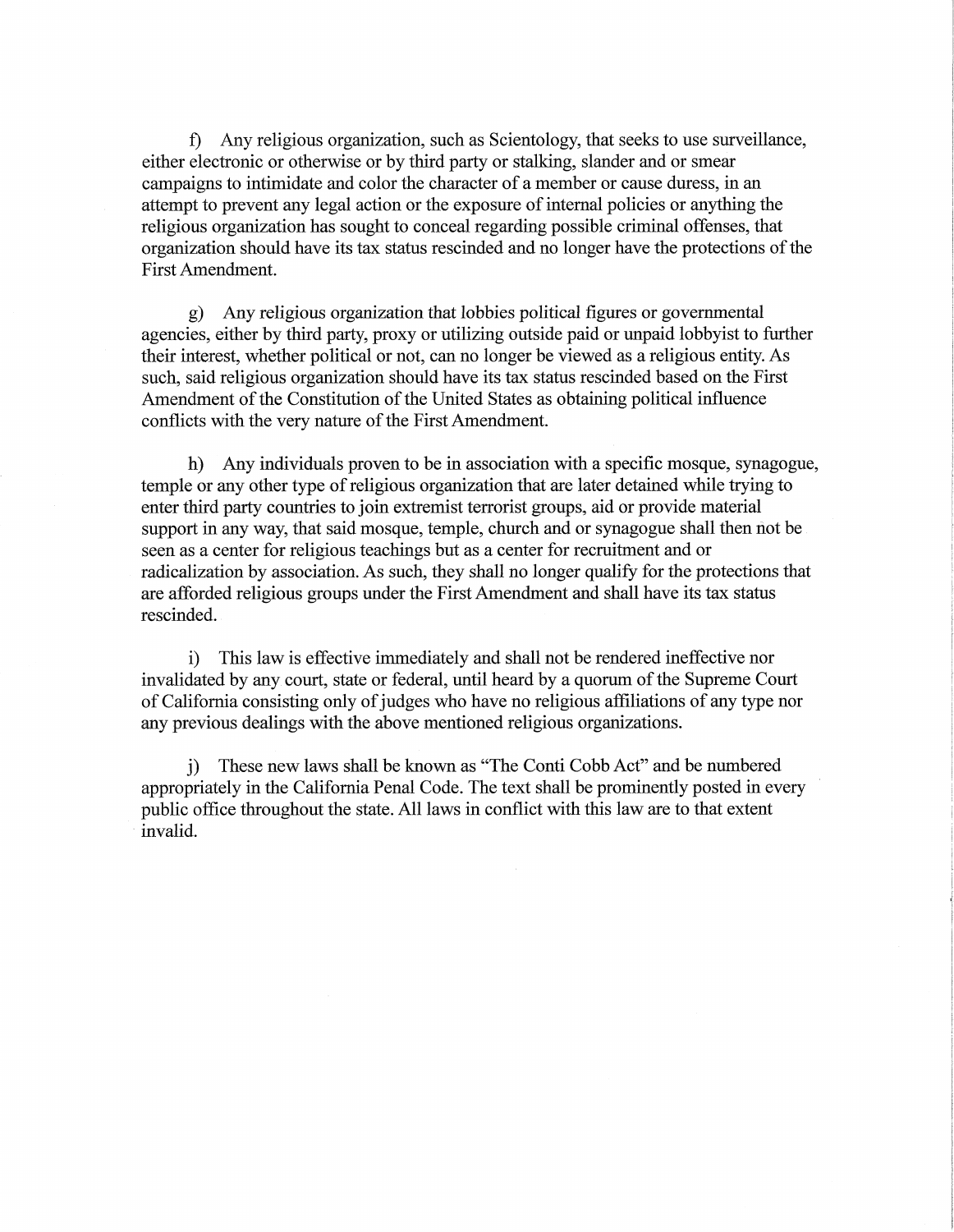f) Any religious organization, such as Scientology, that seeks to use surveillance, either electronic or otherwise or by third party or stalking, slander and or smear campaigns to intimidate and color the character of a member or cause duress, in an attempt to prevent any legal action or the exposure of internal policies or anything the religious organization has sought to conceal regarding possible criminal offenses, that organization should have its tax status rescinded and no longer have the protections of the First Amendment.

g) Any religious organization that lobbies political figures or governmental agencies, either by third party, proxy or utilizing outside paid or unpaid lobbyist to further their interest, whether political or not, can no longer be viewed as a religious entity. As such, said religious organization should have its tax status rescinded based on the First Amendment of the Constitution of the United States as obtaining political influence conflicts with the very nature of the First Amendment.

h) Any individuals proven to be in association with a specific mosque, synagogue, temple or any other type of religious organization that are later detained while trying to enter third party countries to join extremist terrorist groups, aid or provide material support in any way, that said mosque, temple, church and or synagogue shall then not be seen as a center for religious teachings but as a center for recruitment and or radicalization by association. As such, they shall no longer qualify for the protections that are afforded religious groups under the First Amendment and shall have its tax status rescinded.

i) This law is effective immediately and shall not be rendered ineffective nor invalidated by any court, state or federal, until heard by a quorum of the Supreme Court of California consisting only of judges who have no religious affiliations of any type nor any previous dealings with the above mentioned religious organizations.

j) These new laws shall be known as "The Conti Cobb Act" and be numbered appropriately in the California Penal Code. The text shall be prominently posted in every public office throughout the state. All laws in conflict with this law are to that extent invalid.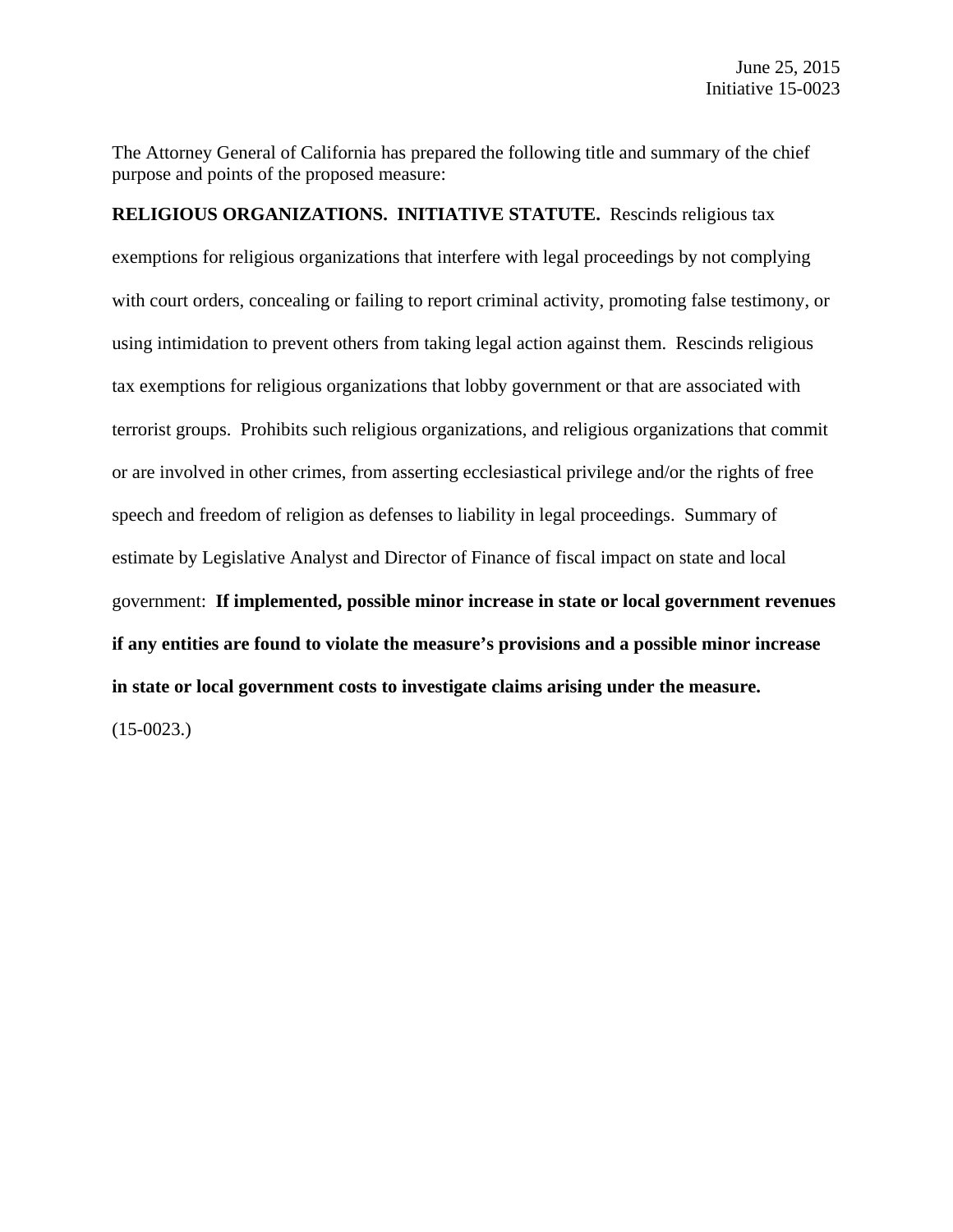June 25, 2015
Initiative 15-0023

The Attorney General of California has prepared the following title and summary of the chief purpose and points of the proposed measure:

**RELIGIOUS ORGANIZATIONS. INITIATIVE STATUTE.** Rescinds religious tax exemptions for religious organizations that interfere with legal proceedings by not complying with court orders, concealing or failing to report criminal activity, promoting false testimony, or using intimidation to prevent others from taking legal action against them. Rescinds religious tax exemptions for religious organizations that lobby government or that are associated with terrorist groups. Prohibits such religious organizations, and religious organizations that commit or are involved in other crimes, from asserting ecclesiastical privilege and/or the rights of free speech and freedom of religion as defenses to liability in legal proceedings. Summary of estimate by Legislative Analyst and Director of Finance of fiscal impact on state and local government: **If implemented, possible minor increase in state or local government revenues if any entities are found to violate the measure's provisions and a possible minor increase in state or local government costs to investigate claims arising under the measure.**
(15-0023.)